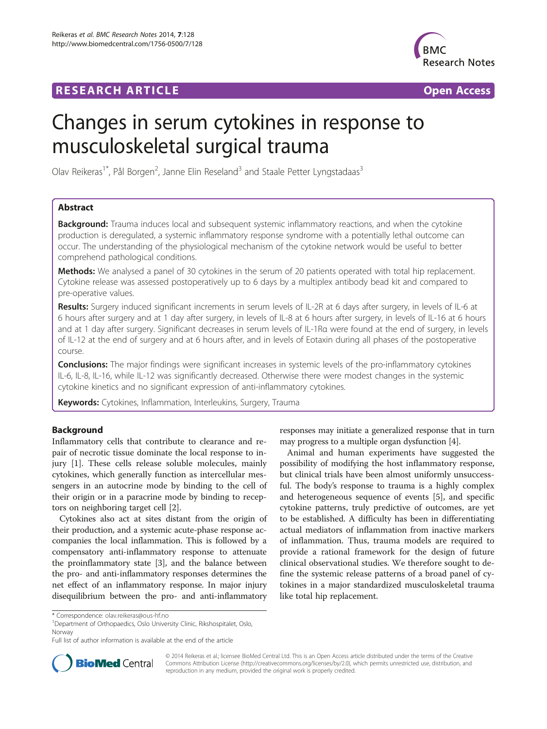RESEARCH ARTICLE Open Access

# Changes in serum cytokines in response to musculoskeletal surgical trauma

Olav Reikeras[1*], Pål Borgen[2], Janne Elin Reseland[3] and Staale Petter Lyngstadaas[3]

## Abstract

**Background:** Trauma induces local and subsequent systemic inflammatory reactions, and when the cytokine production is deregulated, a systemic inflammatory response syndrome with a potentially lethal outcome can occur. The understanding of the physiological mechanism of the cytokine network would be useful to better comprehend pathological conditions.

**Methods:** We analysed a panel of 30 cytokines in the serum of 20 patients operated with total hip replacement. Cytokine release was assessed postoperatively up to 6 days by a multiplex antibody bead kit and compared to pre-operative values.

**Results:** Surgery induced significant increments in serum levels of IL-2R at 6 days after surgery, in levels of IL-6 at 6 hours after surgery and at 1 day after surgery, in levels of IL-8 at 6 hours after surgery, in levels of IL-16 at 6 hours and at 1 day after surgery. Significant decreases in serum levels of IL-1Rα were found at the end of surgery, in levels of IL-12 at the end of surgery and at 6 hours after, and in levels of Eotaxin during all phases of the postoperative course.

**Conclusions:** The major findings were significant increases in systemic levels of the pro-inflammatory cytokines IL-6, IL-8, IL-16, while IL-12 was significantly decreased. Otherwise there were modest changes in the systemic cytokine kinetics and no significant expression of anti-inflammatory cytokines.

**Keywords:** Cytokines, Inflammation, Interleukins, Surgery, Trauma

## Background

Inflammatory cells that contribute to clearance and repair of necrotic tissue dominate the local response to injury [1]. These cells release soluble molecules, mainly cytokines, which generally function as intercellular messengers in an autocrine mode by binding to the cell of their origin or in a paracrine mode by binding to receptors on neighboring target cell [2].

Cytokines also act at sites distant from the origin of their production, and a systemic acute-phase response accompanies the local inflammation. This is followed by a compensatory anti-inflammatory response to attenuate the proinflammatory state [3], and the balance between the pro- and anti-inflammatory responses determines the net effect of an inflammatory response. In major injury disequilibrium between the pro- and anti-inflammatory responses may initiate a generalized response that in turn may progress to a multiple organ dysfunction [4].

Animal and human experiments have suggested the possibility of modifying the host inflammatory response, but clinical trials have been almost uniformly unsuccessful. The body's response to trauma is a highly complex and heterogeneous sequence of events [5], and specific cytokine patterns, truly predictive of outcomes, are yet to be established. A difficulty has been in differentiating actual mediators of inflammation from inactive markers of inflammation. Thus, trauma models are required to provide a rational framework for the design of future clinical observational studies. We therefore sought to define the systemic release patterns of a broad panel of cytokines in a major standardized musculoskeletal trauma like total hip replacement.

\* Correspondence: olav.reikeras@ous-hf.no
[1]Department of Orthopaedics, Oslo University Clinic, Rikshospitalet, Oslo, Norway
Full list of author information is available at the end of the article

© 2014 Reikeras et al.; licensee BioMed Central Ltd. This is an Open Access article distributed under the terms of the Creative Commons Attribution License (http://creativecommons.org/licenses/by/2.0), which permits unrestricted use, distribution, and reproduction in any medium, provided the original work is properly credited.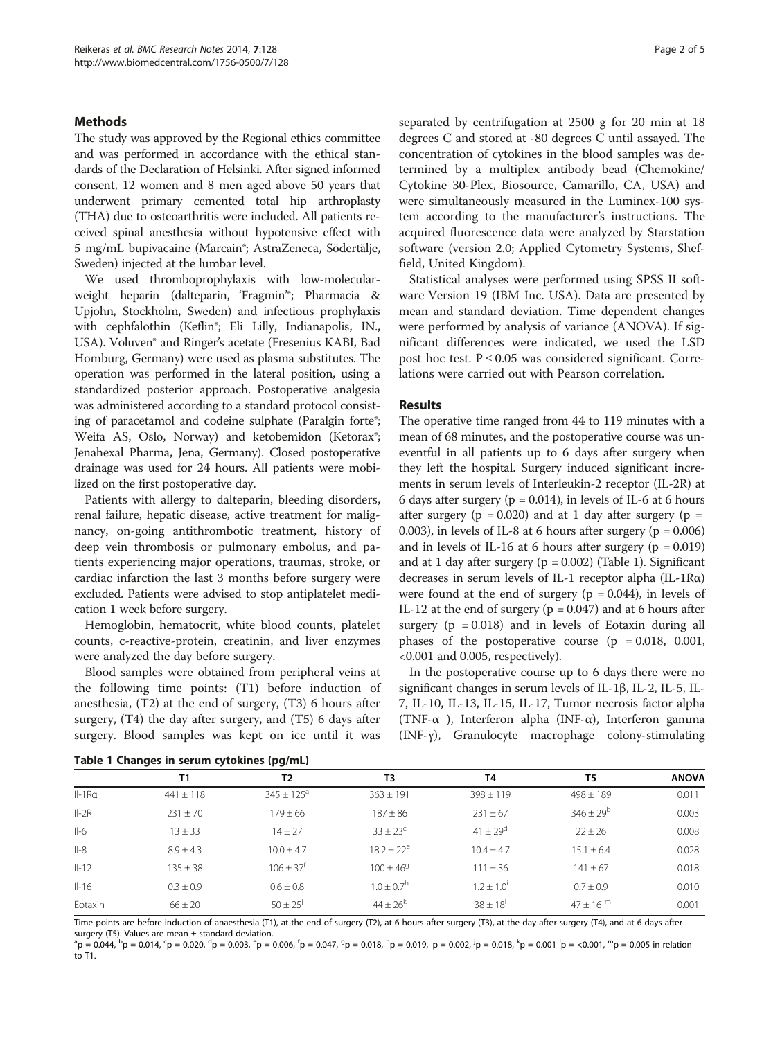## Methods

The study was approved by the Regional ethics committee and was performed in accordance with the ethical standards of the Declaration of Helsinki. After signed informed consent, 12 women and 8 men aged above 50 years that underwent primary cemented total hip arthroplasty (THA) due to osteoarthritis were included. All patients received spinal anesthesia without hypotensive effect with 5 mg/mL bupivacaine (Marcain®; AstraZeneca, Södertälje, Sweden) injected at the lumbar level.

We used thromboprophylaxis with low-molecular-weight heparin (dalteparin, 'Fragmin'®; Pharmacia & Upjohn, Stockholm, Sweden) and infectious prophylaxis with cephfalothin (Keflin®; Eli Lilly, Indianapolis, IN., USA). Voluven® and Ringer's acetate (Fresenius KABI, Bad Homburg, Germany) were used as plasma substitutes. The operation was performed in the lateral position, using a standardized posterior approach. Postoperative analgesia was administered according to a standard protocol consisting of paracetamol and codeine sulphate (Paralgin forte®; Weifa AS, Oslo, Norway) and ketobemidon (Ketorax®; Jenahexal Pharma, Jena, Germany). Closed postoperative drainage was used for 24 hours. All patients were mobilized on the first postoperative day.

Patients with allergy to dalteparin, bleeding disorders, renal failure, hepatic disease, active treatment for malignancy, on-going antithrombotic treatment, history of deep vein thrombosis or pulmonary embolus, and patients experiencing major operations, traumas, stroke, or cardiac infarction the last 3 months before surgery were excluded. Patients were advised to stop antiplatelet medication 1 week before surgery.

Hemoglobin, hematocrit, white blood counts, platelet counts, c-reactive-protein, creatinin, and liver enzymes were analyzed the day before surgery.

Blood samples were obtained from peripheral veins at the following time points: (T1) before induction of anesthesia, (T2) at the end of surgery, (T3) 6 hours after surgery, (T4) the day after surgery, and (T5) 6 days after surgery. Blood samples was kept on ice until it was separated by centrifugation at 2500 g for 20 min at 18 degrees C and stored at -80 degrees C until assayed. The concentration of cytokines in the blood samples was determined by a multiplex antibody bead (Chemokine/Cytokine 30-Plex, Biosource, Camarillo, CA, USA) and were simultaneously measured in the Luminex-100 system according to the manufacturer's instructions. The acquired fluorescence data were analyzed by Starstation software (version 2.0; Applied Cytometry Systems, Sheffield, United Kingdom).

Statistical analyses were performed using SPSS II software Version 19 (IBM Inc. USA). Data are presented by mean and standard deviation. Time dependent changes were performed by analysis of variance (ANOVA). If significant differences were indicated, we used the LSD post hoc test. $P \leq 0.05$ was considered significant. Correlations were carried out with Pearson correlation.

## Results

The operative time ranged from 44 to 119 minutes with a mean of 68 minutes, and the postoperative course was uneventful in all patients up to 6 days after surgery when they left the hospital. Surgery induced significant increments in serum levels of Interleukin-2 receptor (IL-2R) at 6 days after surgery ($p = 0.014$), in levels of IL-6 at 6 hours after surgery ($p = 0.020$) and at 1 day after surgery ($p = 0.003$), in levels of IL-8 at 6 hours after surgery ($p = 0.006$) and in levels of IL-16 at 6 hours after surgery ($p = 0.019$) and at 1 day after surgery ($p = 0.002$) (Table 1). Significant decreases in serum levels of IL-1 receptor alpha (IL-1Rα) were found at the end of surgery ($p = 0.044$), in levels of IL-12 at the end of surgery ($p = 0.047$) and at 6 hours after surgery ($p = 0.018$) and in levels of Eotaxin during all phases of the postoperative course ($p = 0.018$, 0.001, <0.001 and 0.005, respectively).

In the postoperative course up to 6 days there were no significant changes in serum levels of IL-1β, IL-2, IL-5, IL-7, IL-10, IL-13, IL-15, IL-17, Tumor necrosis factor alpha (TNF-α ), Interferon alpha (INF-α), Interferon gamma (INF-γ), Granulocyte macrophage colony-stimulating

**Table 1 Changes in serum cytokines (pg/mL)**

| | T1 | T2 | T3 | T4 | T5 | ANOVA |
|---|---|---|---|---|---|---|
| Il-1Rα | 441 ± 118 | 345 ± 125[a] | 363 ± 191 | 398 ± 119 | 498 ± 189 | 0.011 |
| Il-2R | 231 ± 70 | 179 ± 66 | 187 ± 86 | 231 ± 67 | 346 ± 29[b] | 0.003 |
| Il-6 | 13 ± 33 | 14 ± 27 | 33 ± 23[c] | 41 ± 29[d] | 22 ± 26 | 0.008 |
| Il-8 | 8.9 ± 4.3 | 10.0 ± 4.7 | 18.2 ± 22[e] | 10.4 ± 4.7 | 15.1 ± 6.4 | 0.028 |
| Il-12 | 135 ± 38 | 106 ± 37[f] | 100 ± 46[g] | 111 ± 36 | 141 ± 67 | 0.018 |
| Il-16 | 0.3 ± 0.9 | 0.6 ± 0.8 | 1.0 ± 0.7[h] | 1.2 ± 1.0[i] | 0.7 ± 0.9 | 0.010 |
| Eotaxin | 66 ± 20 | 50 ± 25[j] | 44 ± 26[k] | 38 ± 18[l] | 47 ± 16 [m] | 0.001 |

Time points are before induction of anaesthesia (T1), at the end of surgery (T2), at 6 hours after surgery (T3), at the day after surgery (T4), and at 6 days after surgery (T5). Values are mean ± standard deviation.
[a]p = 0.044, [b]p = 0.014, [c]p = 0.020, [d]p = 0.003, [e]p = 0.006, [f]p = 0.047, [g]p = 0.018, [h]p = 0.019, [i]p = 0.002, [j]p = 0.018, [k]p = 0.001 [l]p = <0.001, [m]p = 0.005 in relation to T1.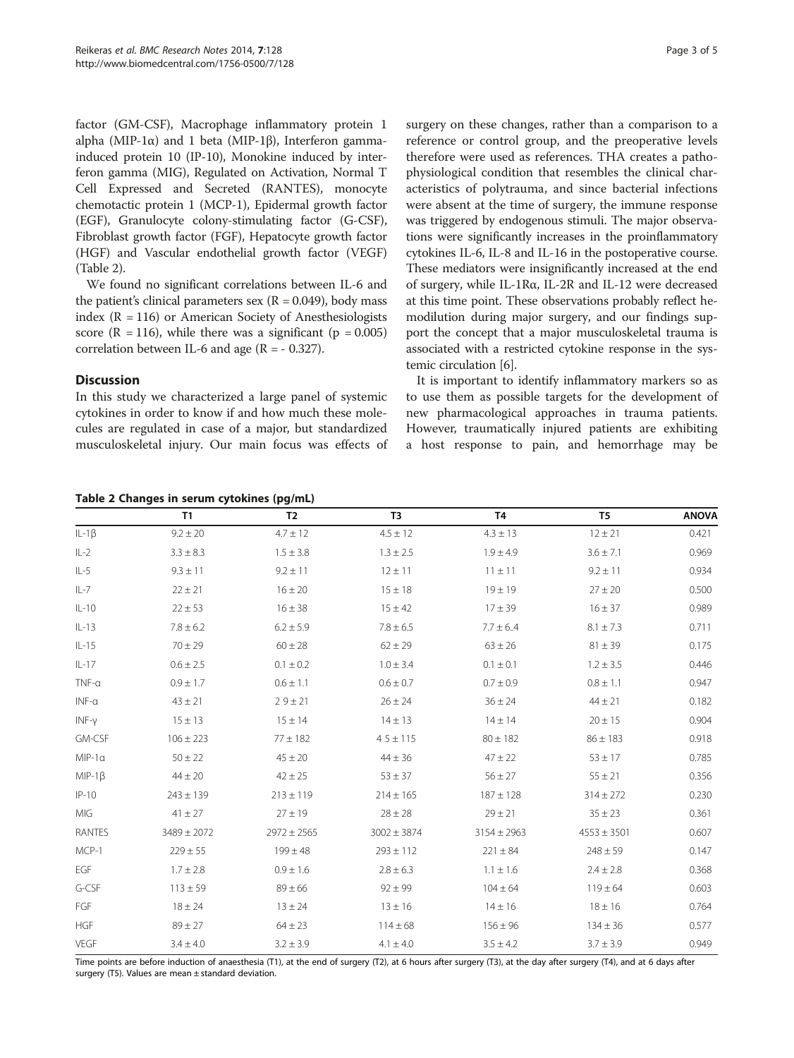factor (GM-CSF), Macrophage inflammatory protein 1 alpha (MIP-1α) and 1 beta (MIP-1β), Interferon gamma-induced protein 10 (IP-10), Monokine induced by interferon gamma (MIG), Regulated on Activation, Normal T Cell Expressed and Secreted (RANTES), monocyte chemotactic protein 1 (MCP-1), Epidermal growth factor (EGF), Granulocyte colony-stimulating factor (G-CSF), Fibroblast growth factor (FGF), Hepatocyte growth factor (HGF) and Vascular endothelial growth factor (VEGF) (Table 2).

We found no significant correlations between IL-6 and the patient's clinical parameters sex ($R = 0.049$), body mass index ($R = 116$) or American Society of Anesthesiologists score ($R = 116$), while there was a significant ($p = 0.005$) correlation between IL-6 and age ($R = -0.327$).

## Discussion

In this study we characterized a large panel of systemic cytokines in order to know if and how much these molecules are regulated in case of a major, but standardized musculoskeletal injury. Our main focus was effects of surgery on these changes, rather than a comparison to a reference or control group, and the preoperative levels therefore were used as references. THA creates a pathophysiological condition that resembles the clinical characteristics of polytrauma, and since bacterial infections were absent at the time of surgery, the immune response was triggered by endogenous stimuli. The major observations were significantly increases in the proinflammatory cytokines IL-6, IL-8 and IL-16 in the postoperative course. These mediators were insignificantly increased at the end of surgery, while IL-1Rα, IL-2R and IL-12 were decreased at this time point. These observations probably reflect hemodilution during major surgery, and our findings support the concept that a major musculoskeletal trauma is associated with a restricted cytokine response in the systemic circulation [6].

It is important to identify inflammatory markers so as to use them as possible targets for the development of new pharmacological approaches in trauma patients. However, traumatically injured patients are exhibiting a host response to pain, and hemorrhage may be

**Table 2 Changes in serum cytokines (pg/mL)**

| | T1 | T2 | T3 | T4 | T5 | ANOVA |
|---|---|---|---|---|---|---|
| IL-1β | 9.2 ± 20 | 4.7 ± 12 | 4.5 ± 12 | 4.3 ± 13 | 12 ± 21 | 0.421 |
| IL-2 | 3.3 ± 8.3 | 1.5 ± 3.8 | 1.3 ± 2.5 | 1.9 ± 4.9 | 3.6 ± 7.1 | 0.969 |
| IL-5 | 9.3 ± 11 | 9.2 ± 11 | 12 ± 11 | 11 ± 11 | 9.2 ± 11 | 0.934 |
| IL-7 | 22 ± 21 | 16 ± 20 | 15 ± 18 | 19 ± 19 | 27 ± 20 | 0.500 |
| IL-10 | 22 ± 53 | 16 ± 38 | 15 ± 42 | 17 ± 39 | 16 ± 37 | 0.989 |
| IL-13 | 7.8 ± 6.2 | 6.2 ± 5.9 | 7.8 ± 6.5 | 7.7 ± 6.4 | 8.1 ± 7.3 | 0.711 |
| IL-15 | 70 ± 29 | 60 ± 28 | 62 ± 29 | 63 ± 26 | 81 ± 39 | 0.175 |
| IL-17 | 0.6 ± 2.5 | 0.1 ± 0.2 | 1.0 ± 3.4 | 0.1 ± 0.1 | 1.2 ± 3.5 | 0.446 |
| TNF-α | 0.9 ± 1.7 | 0.6 ± 1.1 | 0.6 ± 0.7 | 0.7 ± 0.9 | 0.8 ± 1.1 | 0.947 |
| INF-α | 43 ± 21 | 2 9 ± 21 | 26 ± 24 | 36 ± 24 | 44 ± 21 | 0.182 |
| INF-γ | 15 ± 13 | 15 ± 14 | 14 ± 13 | 14 ± 14 | 20 ± 15 | 0.904 |
| GM-CSF | 106 ± 223 | 77 ± 182 | 4 5 ± 115 | 80 ± 182 | 86 ± 183 | 0.918 |
| MIP-1α | 50 ± 22 | 45 ± 20 | 44 ± 36 | 47 ± 22 | 53 ± 17 | 0.785 |
| MIP-1β | 44 ± 20 | 42 ± 25 | 53 ± 37 | 56 ± 27 | 55 ± 21 | 0.356 |
| IP-10 | 243 ± 139 | 213 ± 119 | 214 ± 165 | 187 ± 128 | 314 ± 272 | 0.230 |
| MIG | 41 ± 27 | 27 ± 19 | 28 ± 28 | 29 ± 21 | 35 ± 23 | 0.361 |
| RANTES | 3489 ± 2072 | 2972 ± 2565 | 3002 ± 3874 | 3154 ± 2963 | 4553 ± 3501 | 0.607 |
| MCP-1 | 229 ± 55 | 199 ± 48 | 293 ± 112 | 221 ± 84 | 248 ± 59 | 0.147 |
| EGF | 1.7 ± 2.8 | 0.9 ± 1.6 | 2.8 ± 6.3 | 1.1 ± 1.6 | 2.4 ± 2.8 | 0.368 |
| G-CSF | 113 ± 59 | 89 ± 66 | 92 ± 99 | 104 ± 64 | 119 ± 64 | 0.603 |
| FGF | 18 ± 24 | 13 ± 24 | 13 ± 16 | 14 ± 16 | 18 ± 16 | 0.764 |
| HGF | 89 ± 27 | 64 ± 23 | 114 ± 68 | 156 ± 96 | 134 ± 36 | 0.577 |
| VEGF | 3.4 ± 4.0 | 3.2 ± 3.9 | 4.1 ± 4.0 | 3.5 ± 4.2 | 3.7 ± 3.9 | 0.949 |

Time points are before induction of anaesthesia (T1), at the end of surgery (T2), at 6 hours after surgery (T3), at the day after surgery (T4), and at 6 days after surgery (T5). Values are mean ± standard deviation.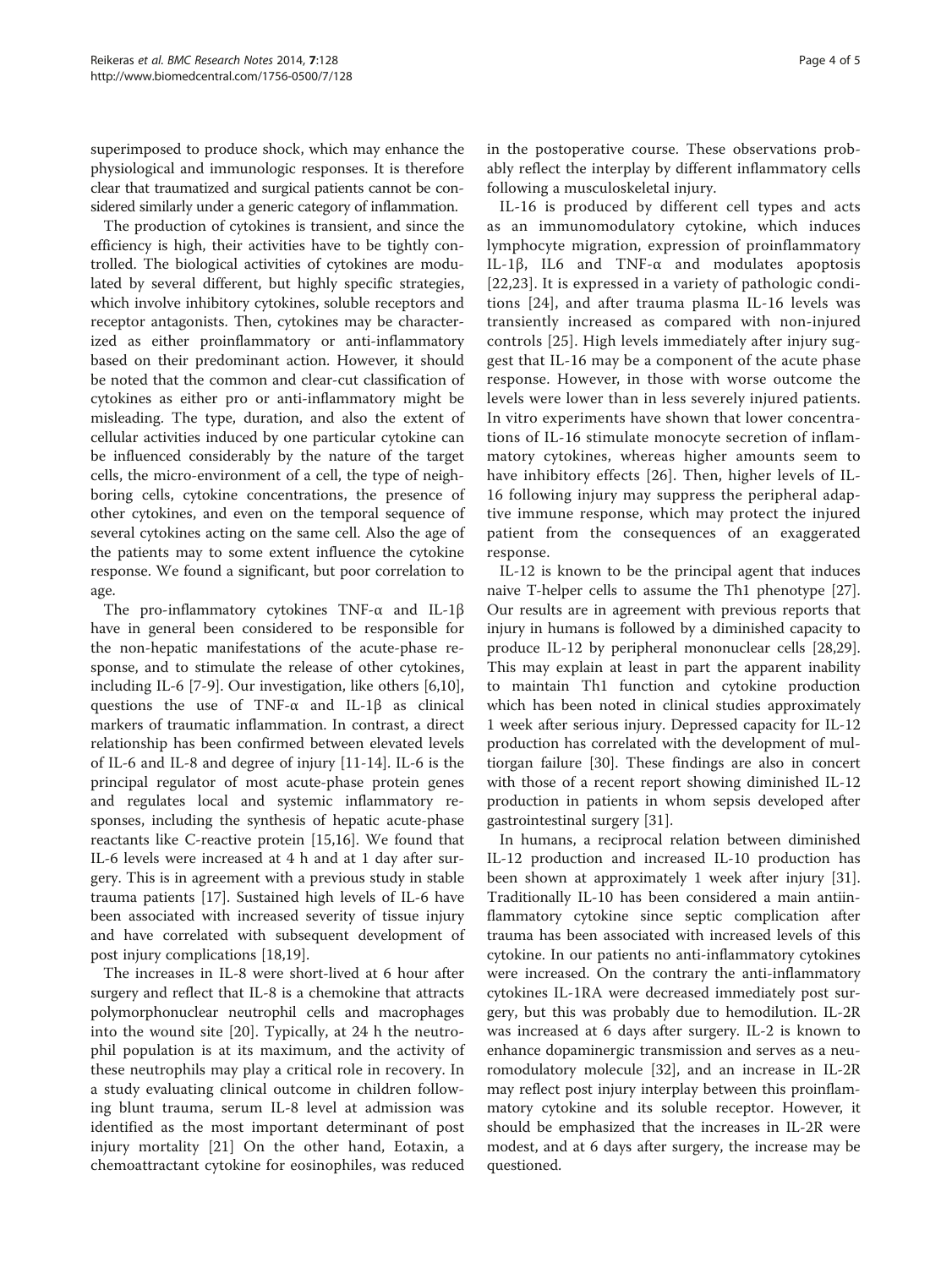superimposed to produce shock, which may enhance the physiological and immunologic responses. It is therefore clear that traumatized and surgical patients cannot be considered similarly under a generic category of inflammation.

The production of cytokines is transient, and since the efficiency is high, their activities have to be tightly controlled. The biological activities of cytokines are modulated by several different, but highly specific strategies, which involve inhibitory cytokines, soluble receptors and receptor antagonists. Then, cytokines may be characterized as either proinflammatory or anti-inflammatory based on their predominant action. However, it should be noted that the common and clear-cut classification of cytokines as either pro or anti-inflammatory might be misleading. The type, duration, and also the extent of cellular activities induced by one particular cytokine can be influenced considerably by the nature of the target cells, the micro-environment of a cell, the type of neighboring cells, cytokine concentrations, the presence of other cytokines, and even on the temporal sequence of several cytokines acting on the same cell. Also the age of the patients may to some extent influence the cytokine response. We found a significant, but poor correlation to age.

The pro-inflammatory cytokines TNF-α and IL-1β have in general been considered to be responsible for the non-hepatic manifestations of the acute-phase response, and to stimulate the release of other cytokines, including IL-6 [7-9]. Our investigation, like others [6,10], questions the use of TNF-α and IL-1β as clinical markers of traumatic inflammation. In contrast, a direct relationship has been confirmed between elevated levels of IL-6 and IL-8 and degree of injury [11-14]. IL-6 is the principal regulator of most acute-phase protein genes and regulates local and systemic inflammatory responses, including the synthesis of hepatic acute-phase reactants like C-reactive protein [15,16]. We found that IL-6 levels were increased at 4 h and at 1 day after surgery. This is in agreement with a previous study in stable trauma patients [17]. Sustained high levels of IL-6 have been associated with increased severity of tissue injury and have correlated with subsequent development of post injury complications [18,19].

The increases in IL-8 were short-lived at 6 hour after surgery and reflect that IL-8 is a chemokine that attracts polymorphonuclear neutrophil cells and macrophages into the wound site [20]. Typically, at 24 h the neutrophil population is at its maximum, and the activity of these neutrophils may play a critical role in recovery. In a study evaluating clinical outcome in children following blunt trauma, serum IL-8 level at admission was identified as the most important determinant of post injury mortality [21] On the other hand, Eotaxin, a chemoattractant cytokine for eosinophiles, was reduced in the postoperative course. These observations probably reflect the interplay by different inflammatory cells following a musculoskeletal injury.

IL-16 is produced by different cell types and acts as an immunomodulatory cytokine, which induces lymphocyte migration, expression of proinflammatory IL-1β, IL6 and TNF-α and modulates apoptosis [22,23]. It is expressed in a variety of pathologic conditions [24], and after trauma plasma IL-16 levels was transiently increased as compared with non-injured controls [25]. High levels immediately after injury suggest that IL-16 may be a component of the acute phase response. However, in those with worse outcome the levels were lower than in less severely injured patients. In vitro experiments have shown that lower concentrations of IL-16 stimulate monocyte secretion of inflammatory cytokines, whereas higher amounts seem to have inhibitory effects [26]. Then, higher levels of IL-16 following injury may suppress the peripheral adaptive immune response, which may protect the injured patient from the consequences of an exaggerated response.

IL-12 is known to be the principal agent that induces naive T-helper cells to assume the Th1 phenotype [27]. Our results are in agreement with previous reports that injury in humans is followed by a diminished capacity to produce IL-12 by peripheral mononuclear cells [28,29]. This may explain at least in part the apparent inability to maintain Th1 function and cytokine production which has been noted in clinical studies approximately 1 week after serious injury. Depressed capacity for IL-12 production has correlated with the development of multiorgan failure [30]. These findings are also in concert with those of a recent report showing diminished IL-12 production in patients in whom sepsis developed after gastrointestinal surgery [31].

In humans, a reciprocal relation between diminished IL-12 production and increased IL-10 production has been shown at approximately 1 week after injury [31]. Traditionally IL-10 has been considered a main antiinflammatory cytokine since septic complication after trauma has been associated with increased levels of this cytokine. In our patients no anti-inflammatory cytokines were increased. On the contrary the anti-inflammatory cytokines IL-1RA were decreased immediately post surgery, but this was probably due to hemodilution. IL-2R was increased at 6 days after surgery. IL-2 is known to enhance dopaminergic transmission and serves as a neuromodulatory molecule [32], and an increase in IL-2R may reflect post injury interplay between this proinflammatory cytokine and its soluble receptor. However, it should be emphasized that the increases in IL-2R were modest, and at 6 days after surgery, the increase may be questioned.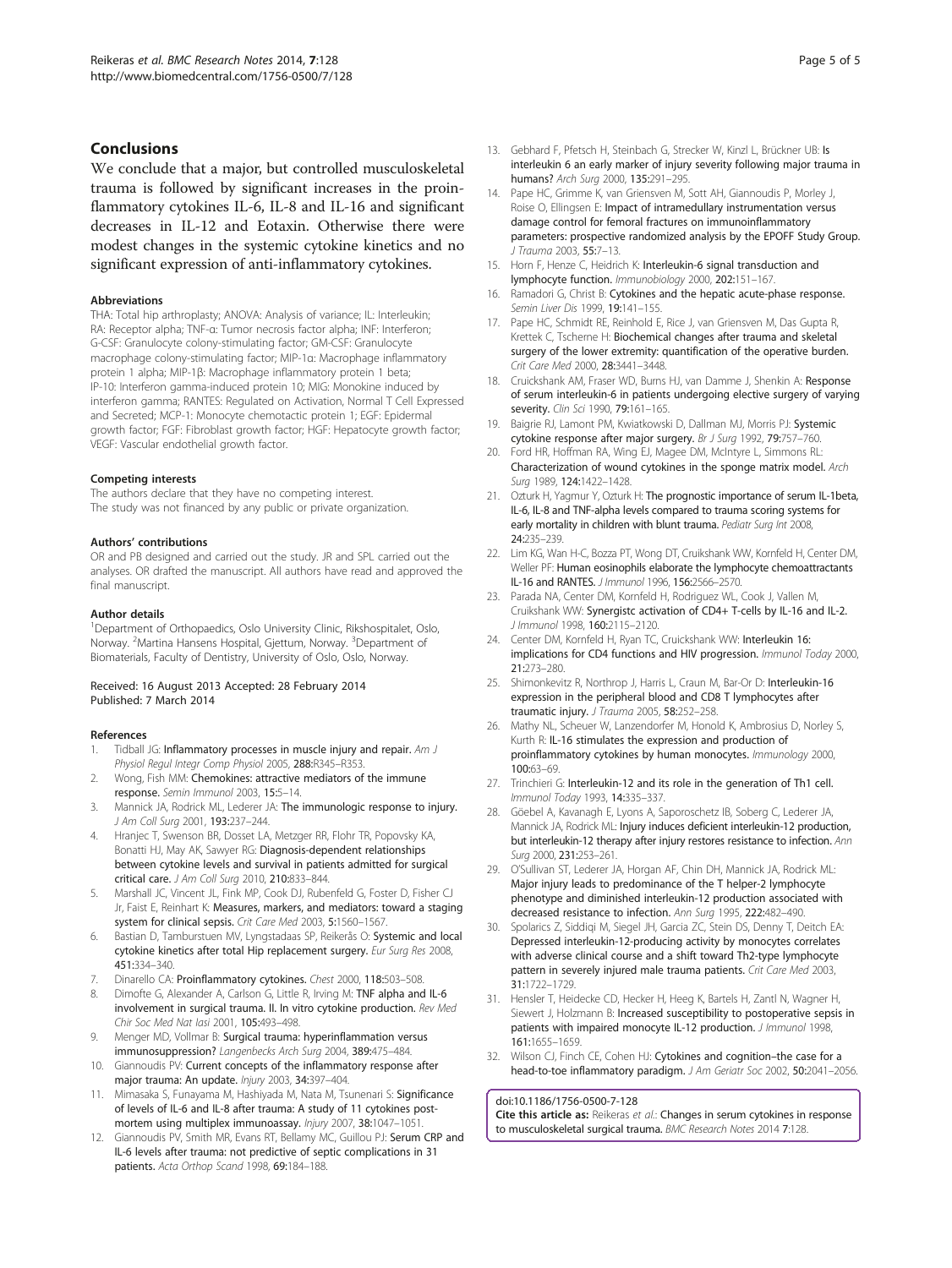## Conclusions

We conclude that a major, but controlled musculoskeletal trauma is followed by significant increases in the proinflammatory cytokines IL-6, IL-8 and IL-16 and significant decreases in IL-12 and Eotaxin. Otherwise there were modest changes in the systemic cytokine kinetics and no significant expression of anti-inflammatory cytokines.

#### Abbreviations

THA: Total hip arthroplasty; ANOVA: Analysis of variance; IL: Interleukin; RA: Receptor alpha; TNF-α: Tumor necrosis factor alpha; INF: Interferon; G-CSF: Granulocyte colony-stimulating factor; GM-CSF: Granulocyte macrophage colony-stimulating factor; MIP-1α: Macrophage inflammatory protein 1 alpha; MIP-1β: Macrophage inflammatory protein 1 beta; IP-10: Interferon gamma-induced protein 10; MIG: Monokine induced by interferon gamma; RANTES: Regulated on Activation, Normal T Cell Expressed and Secreted; MCP-1: Monocyte chemotactic protein 1; EGF: Epidermal growth factor; FGF: Fibroblast growth factor; HGF: Hepatocyte growth factor; VEGF: Vascular endothelial growth factor.

#### Competing interests

The authors declare that they have no competing interest.
The study was not financed by any public or private organization.

#### Authors' contributions

OR and PB designed and carried out the study. JR and SPL carried out the analyses. OR drafted the manuscript. All authors have read and approved the final manuscript.

#### Author details

[1]Department of Orthopaedics, Oslo University Clinic, Rikshospitalet, Oslo, Norway. [2]Martina Hansens Hospital, Gjettum, Norway. [3]Department of Biomaterials, Faculty of Dentistry, University of Oslo, Oslo, Norway.

Received: 16 August 2013 Accepted: 28 February 2014
Published: 7 March 2014

#### References

1. Tidball JG: **Inflammatory processes in muscle injury and repair.** *Am J Physiol Regul Integr Comp Physiol* 2005, **288:**R345–R353.
2. Wong, Fish MM: **Chemokines: attractive mediators of the immune response.** *Semin Immunol* 2003, **15:**5–14.
3. Mannick JA, Rodrick ML, Lederer JA: **The immunologic response to injury.** *J Am Coll Surg* 2001, **193:**237–244.
4. Hranjec T, Swenson BR, Dosset LA, Metzger RR, Flohr TR, Popovsky KA, Bonatti HJ, May AK, Sawyer RG: **Diagnosis-dependent relationships between cytokine levels and survival in patients admitted for surgical critical care.** *J Am Coll Surg* 2010, **210:**833–844.
5. Marshall JC, Vincent JL, Fink MP, Cook DJ, Rubenfeld G, Foster D, Fisher CJ Jr, Faist E, Reinhart K: **Measures, markers, and mediators: toward a staging system for clinical sepsis.** *Crit Care Med* 2003, **5:**1560–1567.
6. Bastian D, Tamburstuen MV, Lyngstadaas SP, Reikerås O: **Systemic and local cytokine kinetics after total Hip replacement surgery.** *Eur Surg Res* 2008, **451:**334–340.
7. Dinarello CA: **Proinflammatory cytokines.** *Chest* 2000, **118:**503–508.
8. Dimofte G, Alexander A, Carlson G, Little R, Irving M: **TNF alpha and IL-6 involvement in surgical trauma. II. In vitro cytokine production.** *Rev Med Chir Soc Med Nat Iasi* 2001, **105:**493–498.
9. Menger MD, Vollmar B: **Surgical trauma: hyperinflammation versus immunosuppression?** *Langenbecks Arch Surg* 2004, **389:**475–484.
10. Giannoudis PV: **Current concepts of the inflammatory response after major trauma: An update.** *Injury* 2003, **34:**397–404.
11. Mimasaka S, Funayama M, Hashiyada M, Nata M, Tsunenari S: **Significance of levels of IL-6 and IL-8 after trauma: A study of 11 cytokines post-mortem using multiplex immunoassay.** *Injury* 2007, **38:**1047–1051.
12. Giannoudis PV, Smith MR, Evans RT, Bellamy MC, Guillou PJ: **Serum CRP and IL-6 levels after trauma: not predictive of septic complications in 31 patients.** *Acta Orthop Scand* 1998, **69:**184–188.
13. Gebhard F, Pfetsch H, Steinbach G, Strecker W, Kinzl L, Brückner UB: **Is interleukin 6 an early marker of injury severity following major trauma in humans?** *Arch Surg* 2000, **135:**291–295.
14. Pape HC, Grimme K, van Griensven M, Sott AH, Giannoudis P, Morley J, Roise O, Ellingsen E: **Impact of intramedullary instrumentation versus damage control for femoral fractures on immunoinflammatory parameters: prospective randomized analysis by the EPOFF Study Group.** *J Trauma* 2003, **55:**7–13.
15. Horn F, Henze C, Heidrich K: **Interleukin-6 signal transduction and lymphocyte function.** *Immunobiology* 2000, **202:**151–167.
16. Ramadori G, Christ B: **Cytokines and the hepatic acute-phase response.** *Semin Liver Dis* 1999, **19:**141–155.
17. Pape HC, Schmidt RE, Reinhold E, Rice J, van Griensven M, Das Gupta R, Krettek C, Tscherne H: **Biochemical changes after trauma and skeletal surgery of the lower extremity: quantification of the operative burden.** *Crit Care Med* 2000, **28:**3441–3448.
18. Cruickshank AM, Fraser WD, Burns HJ, van Damme J, Shenkin A: **Response of serum interleukin-6 in patients undergoing elective surgery of varying severity.** *Clin Sci* 1990, **79:**161–165.
19. Baigrie RJ, Lamont PM, Kwiatkowski D, Dallman MJ, Morris PJ: **Systemic cytokine response after major surgery.** *Br J Surg* 1992, **79:**757–760.
20. Ford HR, Hoffman RA, Wing EJ, Magee DM, McIntyre L, Simmons RL: **Characterization of wound cytokines in the sponge matrix model.** *Arch Surg* 1989, **124:**1422–1428.
21. Ozturk H, Yagmur Y, Ozturk H: **The prognostic importance of serum IL-1beta, IL-6, IL-8 and TNF-alpha levels compared to trauma scoring systems for early mortality in children with blunt trauma.** *Pediatr Surg Int* 2008, **24:**235–239.
22. Lim KG, Wan H-C, Bozza PT, Wong DT, Cruikshank WW, Kornfeld H, Center DM, Weller PF: **Human eosinophils elaborate the lymphocyte chemoattractants IL-16 and RANTES.** *J Immunol* 1996, **156:**2566–2570.
23. Parada NA, Center DM, Kornfeld H, Rodriguez WL, Cook J, Vallen M, Cruikshank WW: **Synergistc activation of CD4+ T-cells by IL-16 and IL-2.** *J Immunol* 1998, **160:**2115–2120.
24. Center DM, Kornfeld H, Ryan TC, Cruickshank WW: **Interleukin 16: implications for CD4 functions and HIV progression.** *Immunol Today* 2000, **21:**273–280.
25. Shimonkevitz R, Northrop J, Harris L, Craun M, Bar-Or D: **Interleukin-16 expression in the peripheral blood and CD8 T lymphocytes after traumatic injury.** *J Trauma* 2005, **58:**252–258.
26. Mathy NL, Scheuer W, Lanzendorfer M, Honold K, Ambrosius D, Norley S, Kurth R: **IL-16 stimulates the expression and production of proinflammatory cytokines by human monocytes.** *Immunology* 2000, **100:**63–69.
27. Trinchieri G: **Interleukin-12 and its role in the generation of Th1 cell.** *Immunol Today* 1993, **14:**335–337.
28. Göebel A, Kavanagh E, Lyons A, Saporoschetz IB, Soberg C, Lederer JA, Mannick JA, Rodrick ML: **Injury induces deficient interleukin-12 production, but interleukin-12 therapy after injury restores resistance to infection.** *Ann Surg* 2000, **231:**253–261.
29. O'Sullivan ST, Lederer JA, Horgan AF, Chin DH, Mannick JA, Rodrick ML: **Major injury leads to predominance of the T helper-2 lymphocyte phenotype and diminished interleukin-12 production associated with decreased resistance to infection.** *Ann Surg* 1995, **222:**482–490.
30. Spolarics Z, Siddiqi M, Siegel JH, Garcia ZC, Stein DS, Denny T, Deitch EA: **Depressed interleukin-12-producing activity by monocytes correlates with adverse clinical course and a shift toward Th2-type lymphocyte pattern in severely injured male trauma patients.** *Crit Care Med* 2003, **31:**1722–1729.
31. Hensler T, Heidecke CD, Hecker H, Heeg K, Bartels H, Zantl N, Wagner H, Siewert J, Holzmann B: **Increased susceptibility to postoperative sepsis in patients with impaired monocyte IL-12 production.** *J Immunol* 1998, **161:**1655–1659.
32. Wilson CJ, Finch CE, Cohen HJ: **Cytokines and cognition–the case for a head-to-toe inflammatory paradigm.** *J Am Geriatr Soc* 2002, **50:**2041–2056.

doi:10.1186/1756-0500-7-128
**Cite this article as:** Reikeras *et al.*: Changes in serum cytokines in response to musculoskeletal surgical trauma. *BMC Research Notes* 2014 **7**:128.